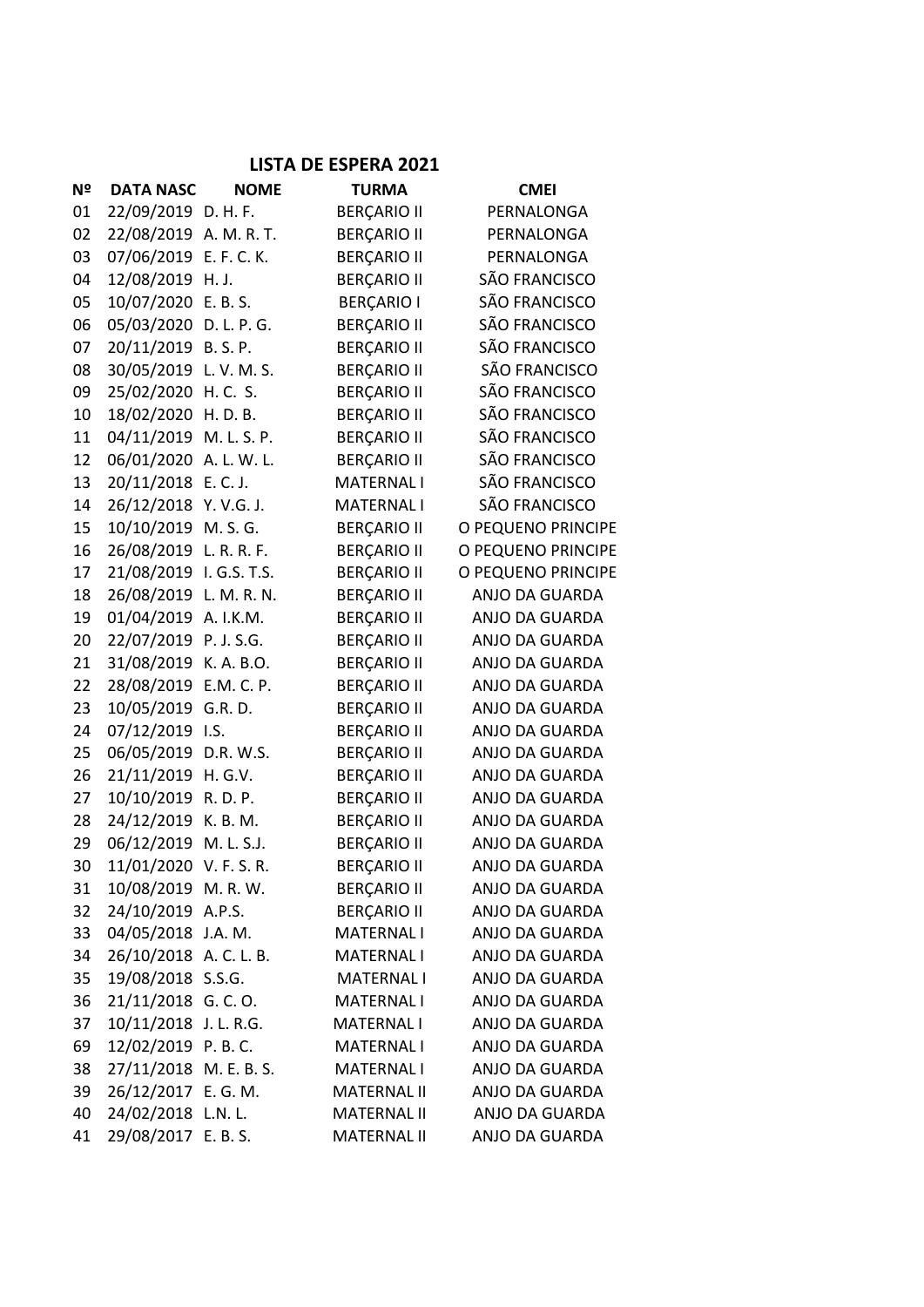# LISTA DE ESPERA 2021

| Nº | DATA NASC | NOME | TURMA | CMEI |
|---|---|---|---|---|
| 01 | 22/09/2019 | D. H. F. | BERÇARIO II | PERNALONGA |
| 02 | 22/08/2019 | A. M. R. T. | BERÇARIO II | PERNALONGA |
| 03 | 07/06/2019 | E. F. C. K. | BERÇARIO II | PERNALONGA |
| 04 | 12/08/2019 | H. J. | BERÇARIO II | SÃO FRANCISCO |
| 05 | 10/07/2020 | E. B. S. | BERÇARIO I | SÃO FRANCISCO |
| 06 | 05/03/2020 | D. L. P. G. | BERÇARIO II | SÃO FRANCISCO |
| 07 | 20/11/2019 | B. S. P. | BERÇARIO II | SÃO FRANCISCO |
| 08 | 30/05/2019 | L. V. M. S. | BERÇARIO II | SÃO FRANCISCO |
| 09 | 25/02/2020 | H. C. S. | BERÇARIO II | SÃO FRANCISCO |
| 10 | 18/02/2020 | H. D. B. | BERÇARIO II | SÃO FRANCISCO |
| 11 | 04/11/2019 | M. L. S. P. | BERÇARIO II | SÃO FRANCISCO |
| 12 | 06/01/2020 | A. L. W. L. | BERÇARIO II | SÃO FRANCISCO |
| 13 | 20/11/2018 | E. C. J. | MATERNAL I | SÃO FRANCISCO |
| 14 | 26/12/2018 | Y. V.G. J. | MATERNAL I | SÃO FRANCISCO |
| 15 | 10/10/2019 | M. S. G. | BERÇARIO II | O PEQUENO PRINCIPE |
| 16 | 26/08/2019 | L. R. R. F. | BERÇARIO II | O PEQUENO PRINCIPE |
| 17 | 21/08/2019 | I. G.S. T.S. | BERÇARIO II | O PEQUENO PRINCIPE |
| 18 | 26/08/2019 | L. M. R. N. | BERÇARIO II | ANJO DA GUARDA |
| 19 | 01/04/2019 | A. I.K.M. | BERÇARIO II | ANJO DA GUARDA |
| 20 | 22/07/2019 | P. J. S.G. | BERÇARIO II | ANJO DA GUARDA |
| 21 | 31/08/2019 | K. A. B.O. | BERÇARIO II | ANJO DA GUARDA |
| 22 | 28/08/2019 | E.M. C. P. | BERÇARIO II | ANJO DA GUARDA |
| 23 | 10/05/2019 | G.R. D. | BERÇARIO II | ANJO DA GUARDA |
| 24 | 07/12/2019 | I.S. | BERÇARIO II | ANJO DA GUARDA |
| 25 | 06/05/2019 | D.R. W.S. | BERÇARIO II | ANJO DA GUARDA |
| 26 | 21/11/2019 | H. G.V. | BERÇARIO II | ANJO DA GUARDA |
| 27 | 10/10/2019 | R. D. P. | BERÇARIO II | ANJO DA GUARDA |
| 28 | 24/12/2019 | K. B. M. | BERÇARIO II | ANJO DA GUARDA |
| 29 | 06/12/2019 | M. L. S.J. | BERÇARIO II | ANJO DA GUARDA |
| 30 | 11/01/2020 | V. F. S. R. | BERÇARIO II | ANJO DA GUARDA |
| 31 | 10/08/2019 | M. R. W. | BERÇARIO II | ANJO DA GUARDA |
| 32 | 24/10/2019 | A.P.S. | BERÇARIO II | ANJO DA GUARDA |
| 33 | 04/05/2018 | J.A. M. | MATERNAL I | ANJO DA GUARDA |
| 34 | 26/10/2018 | A. C. L. B. | MATERNAL I | ANJO DA GUARDA |
| 35 | 19/08/2018 | S.S.G. | MATERNAL I | ANJO DA GUARDA |
| 36 | 21/11/2018 | G. C. O. | MATERNAL I | ANJO DA GUARDA |
| 37 | 10/11/2018 | J. L. R.G. | MATERNAL I | ANJO DA GUARDA |
| 69 | 12/02/2019 | P. B. C. | MATERNAL I | ANJO DA GUARDA |
| 38 | 27/11/2018 | M. E. B. S. | MATERNAL I | ANJO DA GUARDA |
| 39 | 26/12/2017 | E. G. M. | MATERNAL II | ANJO DA GUARDA |
| 40 | 24/02/2018 | L.N. L. | MATERNAL II | ANJO DA GUARDA |
| 41 | 29/08/2017 | E. B. S. | MATERNAL II | ANJO DA GUARDA |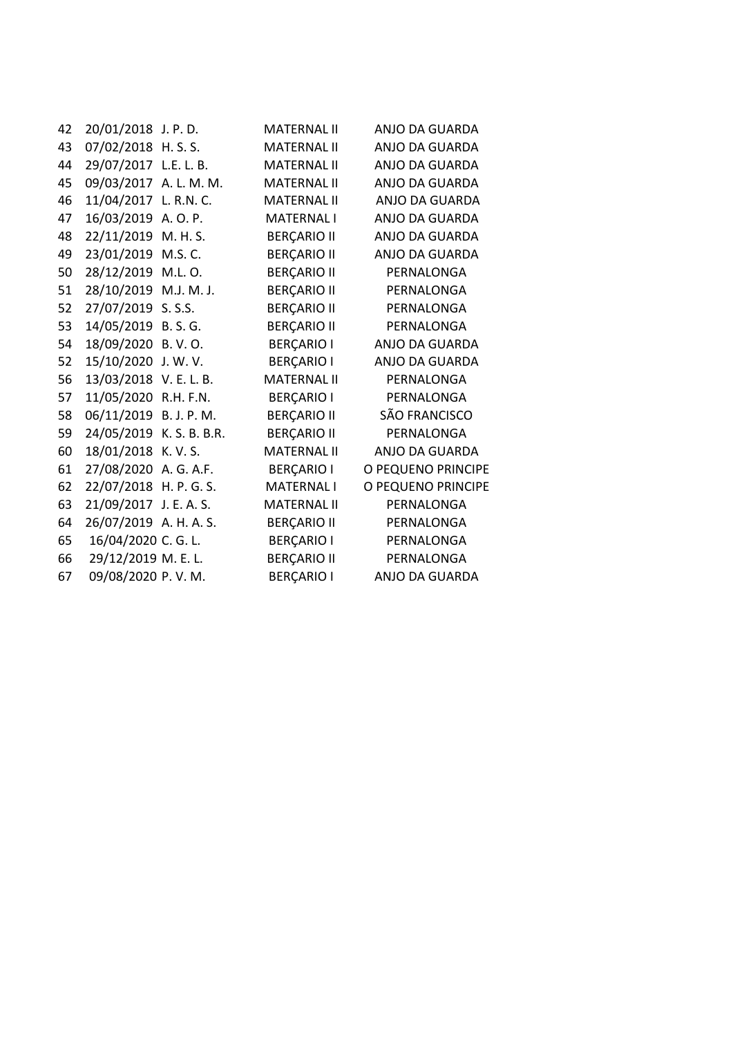| | | | | |
|---|---|---|---|---|
| 42 | 20/01/2018 | J. P. D. | MATERNAL II | ANJO DA GUARDA |
| 43 | 07/02/2018 | H. S. S. | MATERNAL II | ANJO DA GUARDA |
| 44 | 29/07/2017 | L.E. L. B. | MATERNAL II | ANJO DA GUARDA |
| 45 | 09/03/2017 | A. L. M. M. | MATERNAL II | ANJO DA GUARDA |
| 46 | 11/04/2017 | L. R.N. C. | MATERNAL II | ANJO DA GUARDA |
| 47 | 16/03/2019 | A. O. P. | MATERNAL I | ANJO DA GUARDA |
| 48 | 22/11/2019 | M. H. S. | BERÇARIO II | ANJO DA GUARDA |
| 49 | 23/01/2019 | M.S. C. | BERÇARIO II | ANJO DA GUARDA |
| 50 | 28/12/2019 | M.L. O. | BERÇARIO II | PERNALONGA |
| 51 | 28/10/2019 | M.J. M. J. | BERÇARIO II | PERNALONGA |
| 52 | 27/07/2019 | S. S.S. | BERÇARIO II | PERNALONGA |
| 53 | 14/05/2019 | B. S. G. | BERÇARIO II | PERNALONGA |
| 54 | 18/09/2020 | B. V. O. | BERÇARIO I | ANJO DA GUARDA |
| 52 | 15/10/2020 | J. W. V. | BERÇARIO I | ANJO DA GUARDA |
| 56 | 13/03/2018 | V. E. L. B. | MATERNAL II | PERNALONGA |
| 57 | 11/05/2020 | R.H. F.N. | BERÇARIO I | PERNALONGA |
| 58 | 06/11/2019 | B. J. P. M. | BERÇARIO II | SÃO FRANCISCO |
| 59 | 24/05/2019 | K. S. B. B.R. | BERÇARIO II | PERNALONGA |
| 60 | 18/01/2018 | K. V. S. | MATERNAL II | ANJO DA GUARDA |
| 61 | 27/08/2020 | A. G. A.F. | BERÇARIO I | O PEQUENO PRINCIPE |
| 62 | 22/07/2018 | H. P. G. S. | MATERNAL I | O PEQUENO PRINCIPE |
| 63 | 21/09/2017 | J. E. A. S. | MATERNAL II | PERNALONGA |
| 64 | 26/07/2019 | A. H. A. S. | BERÇARIO II | PERNALONGA |
| 65 | 16/04/2020 | C. G. L. | BERÇARIO I | PERNALONGA |
| 66 | 29/12/2019 | M. E. L. | BERÇARIO II | PERNALONGA |
| 67 | 09/08/2020 | P. V. M. | BERÇARIO I | ANJO DA GUARDA |